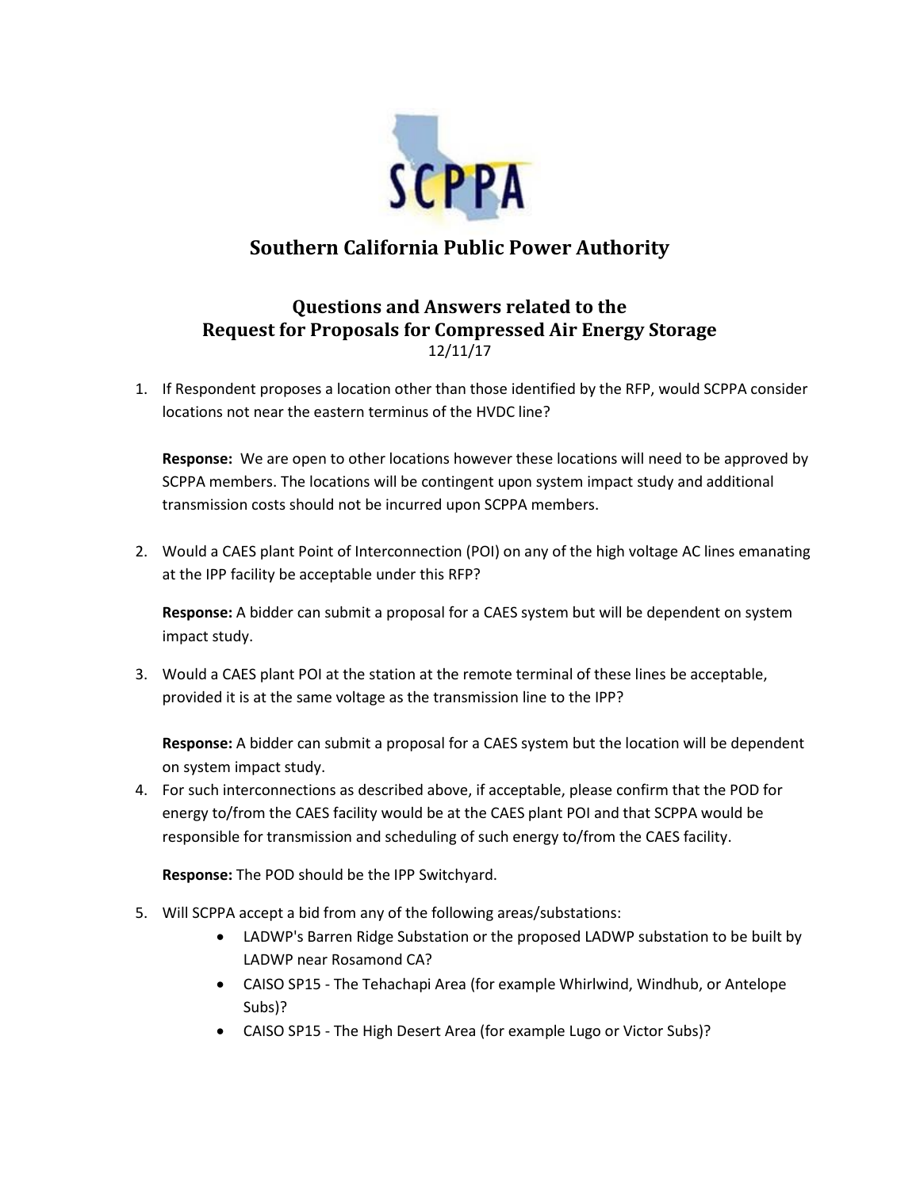# Southern California Public Power Authority

## Questions and Answers related to the Request for Proposals for Compressed Air Energy Storage

12/11/17

1. If Respondent proposes a location other than those identified by the RFP, would SCPPA consider locations not near the eastern terminus of the HVDC line?

   **Response:** We are open to other locations however these locations will need to be approved by SCPPA members. The locations will be contingent upon system impact study and additional transmission costs should not be incurred upon SCPPA members.

2. Would a CAES plant Point of Interconnection (POI) on any of the high voltage AC lines emanating at the IPP facility be acceptable under this RFP?

   **Response:** A bidder can submit a proposal for a CAES system but will be dependent on system impact study.

3. Would a CAES plant POI at the station at the remote terminal of these lines be acceptable, provided it is at the same voltage as the transmission line to the IPP?

   **Response:** A bidder can submit a proposal for a CAES system but the location will be dependent on system impact study.

4. For such interconnections as described above, if acceptable, please confirm that the POD for energy to/from the CAES facility would be at the CAES plant POI and that SCPPA would be responsible for transmission and scheduling of such energy to/from the CAES facility.

   **Response:** The POD should be the IPP Switchyard.

5. Will SCPPA accept a bid from any of the following areas/substations:
   - LADWP's Barren Ridge Substation or the proposed LADWP substation to be built by LADWP near Rosamond CA?
   - CAISO SP15 - The Tehachapi Area (for example Whirlwind, Windhub, or Antelope Subs)?
   - CAISO SP15 - The High Desert Area (for example Lugo or Victor Subs)?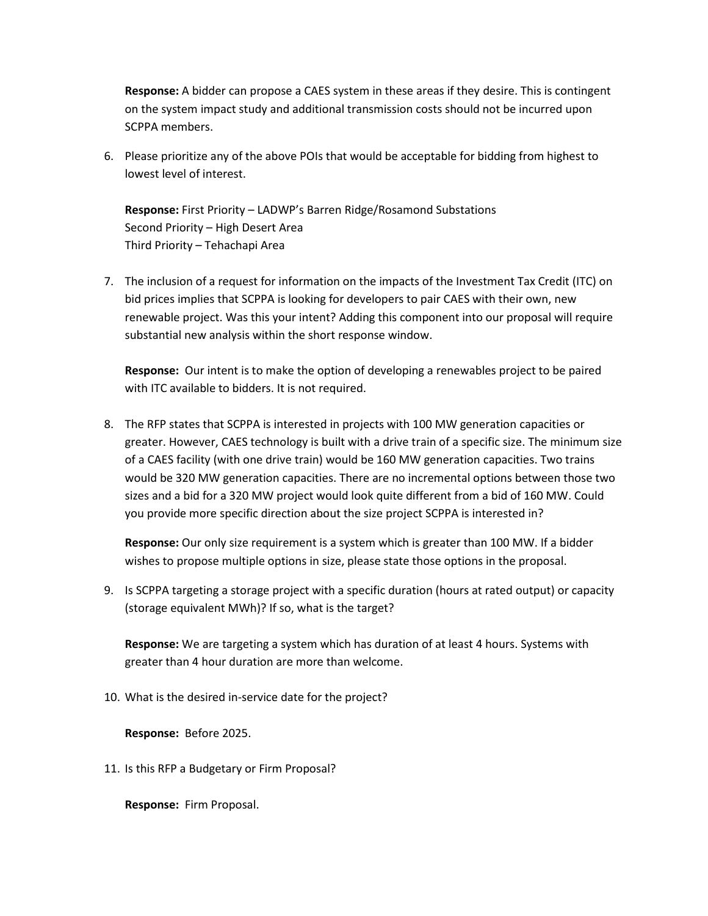**Response:** A bidder can propose a CAES system in these areas if they desire. This is contingent on the system impact study and additional transmission costs should not be incurred upon SCPPA members.

6. Please prioritize any of the above POIs that would be acceptable for bidding from highest to lowest level of interest.

   **Response:** First Priority – LADWP's Barren Ridge/Rosamond Substations
   Second Priority – High Desert Area
   Third Priority – Tehachapi Area

7. The inclusion of a request for information on the impacts of the Investment Tax Credit (ITC) on bid prices implies that SCPPA is looking for developers to pair CAES with their own, new renewable project. Was this your intent? Adding this component into our proposal will require substantial new analysis within the short response window.

   **Response:** Our intent is to make the option of developing a renewables project to be paired with ITC available to bidders. It is not required.

8. The RFP states that SCPPA is interested in projects with 100 MW generation capacities or greater. However, CAES technology is built with a drive train of a specific size. The minimum size of a CAES facility (with one drive train) would be 160 MW generation capacities. Two trains would be 320 MW generation capacities. There are no incremental options between those two sizes and a bid for a 320 MW project would look quite different from a bid of 160 MW. Could you provide more specific direction about the size project SCPPA is interested in?

   **Response:** Our only size requirement is a system which is greater than 100 MW. If a bidder wishes to propose multiple options in size, please state those options in the proposal.

9. Is SCPPA targeting a storage project with a specific duration (hours at rated output) or capacity (storage equivalent MWh)? If so, what is the target?

   **Response:** We are targeting a system which has duration of at least 4 hours. Systems with greater than 4 hour duration are more than welcome.

10. What is the desired in-service date for the project?

    **Response:** Before 2025.

11. Is this RFP a Budgetary or Firm Proposal?

    **Response:** Firm Proposal.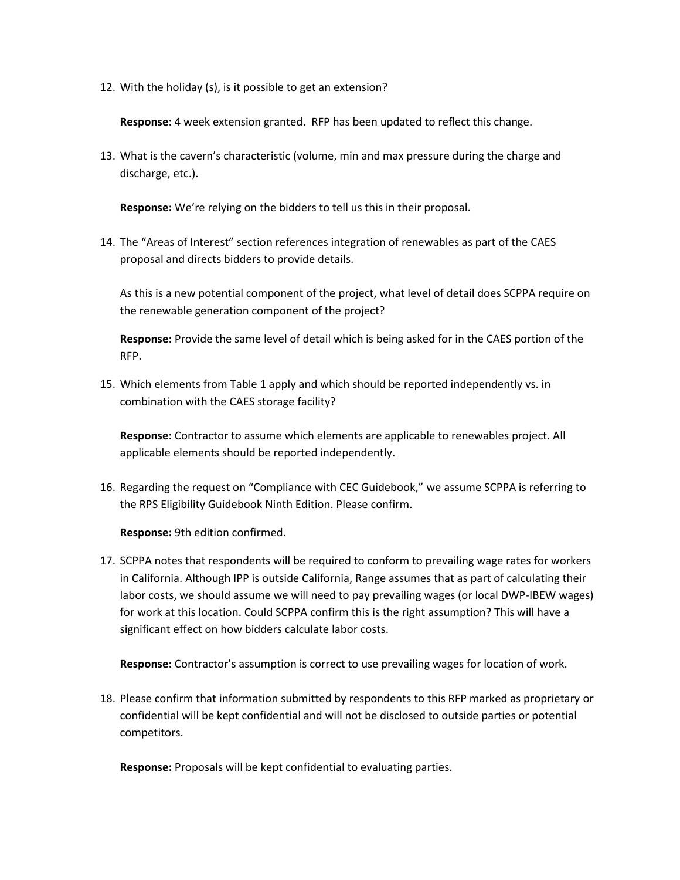12. With the holiday (s), is it possible to get an extension?

    **Response:** 4 week extension granted. RFP has been updated to reflect this change.

13. What is the cavern's characteristic (volume, min and max pressure during the charge and discharge, etc.).

    **Response:** We're relying on the bidders to tell us this in their proposal.

14. The "Areas of Interest" section references integration of renewables as part of the CAES proposal and directs bidders to provide details.

    As this is a new potential component of the project, what level of detail does SCPPA require on the renewable generation component of the project?

    **Response:** Provide the same level of detail which is being asked for in the CAES portion of the RFP.

15. Which elements from Table 1 apply and which should be reported independently vs. in combination with the CAES storage facility?

    **Response:** Contractor to assume which elements are applicable to renewables project. All applicable elements should be reported independently.

16. Regarding the request on "Compliance with CEC Guidebook," we assume SCPPA is referring to the RPS Eligibility Guidebook Ninth Edition. Please confirm.

    **Response:** 9th edition confirmed.

17. SCPPA notes that respondents will be required to conform to prevailing wage rates for workers in California. Although IPP is outside California, Range assumes that as part of calculating their labor costs, we should assume we will need to pay prevailing wages (or local DWP-IBEW wages) for work at this location. Could SCPPA confirm this is the right assumption? This will have a significant effect on how bidders calculate labor costs.

    **Response:** Contractor's assumption is correct to use prevailing wages for location of work.

18. Please confirm that information submitted by respondents to this RFP marked as proprietary or confidential will be kept confidential and will not be disclosed to outside parties or potential competitors.

    **Response:** Proposals will be kept confidential to evaluating parties.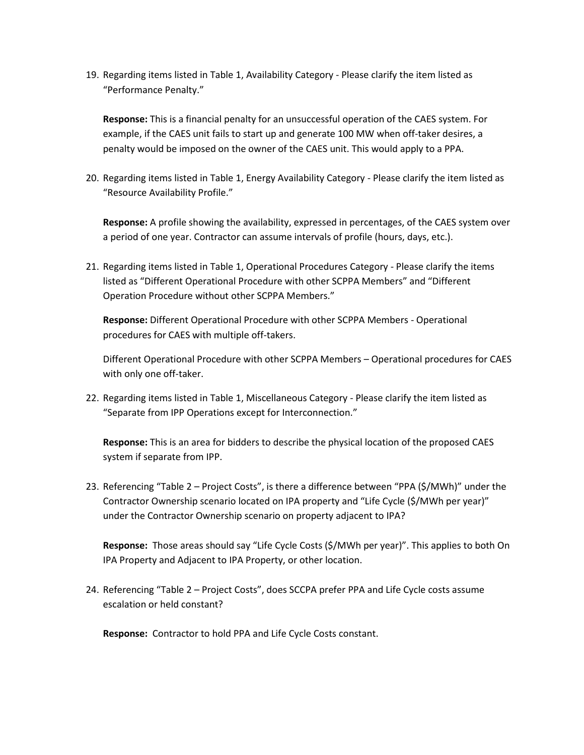19. Regarding items listed in Table 1, Availability Category - Please clarify the item listed as "Performance Penalty."

    **Response:** This is a financial penalty for an unsuccessful operation of the CAES system. For example, if the CAES unit fails to start up and generate 100 MW when off-taker desires, a penalty would be imposed on the owner of the CAES unit. This would apply to a PPA.

20. Regarding items listed in Table 1, Energy Availability Category - Please clarify the item listed as "Resource Availability Profile."

    **Response:** A profile showing the availability, expressed in percentages, of the CAES system over a period of one year. Contractor can assume intervals of profile (hours, days, etc.).

21. Regarding items listed in Table 1, Operational Procedures Category - Please clarify the items listed as "Different Operational Procedure with other SCPPA Members" and "Different Operation Procedure without other SCPPA Members."

    **Response:** Different Operational Procedure with other SCPPA Members - Operational procedures for CAES with multiple off-takers.

    Different Operational Procedure with other SCPPA Members – Operational procedures for CAES with only one off-taker.

22. Regarding items listed in Table 1, Miscellaneous Category - Please clarify the item listed as "Separate from IPP Operations except for Interconnection."

    **Response:** This is an area for bidders to describe the physical location of the proposed CAES system if separate from IPP.

23. Referencing "Table 2 – Project Costs", is there a difference between "PPA ($/MWh)" under the Contractor Ownership scenario located on IPA property and "Life Cycle ($/MWh per year)" under the Contractor Ownership scenario on property adjacent to IPA?

    **Response:** Those areas should say "Life Cycle Costs ($/MWh per year)". This applies to both On IPA Property and Adjacent to IPA Property, or other location.

24. Referencing "Table 2 – Project Costs", does SCCPA prefer PPA and Life Cycle costs assume escalation or held constant?

    **Response:** Contractor to hold PPA and Life Cycle Costs constant.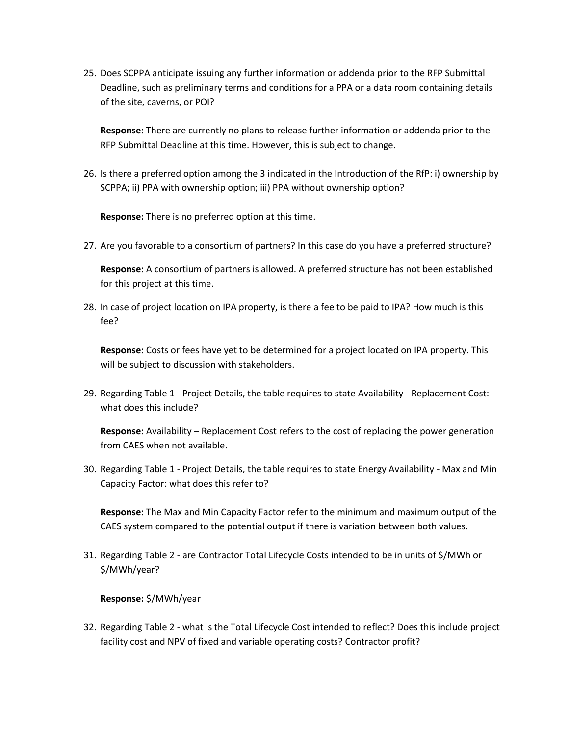25. Does SCPPA anticipate issuing any further information or addenda prior to the RFP Submittal Deadline, such as preliminary terms and conditions for a PPA or a data room containing details of the site, caverns, or POI?

    **Response:** There are currently no plans to release further information or addenda prior to the RFP Submittal Deadline at this time. However, this is subject to change.

26. Is there a preferred option among the 3 indicated in the Introduction of the RfP: i) ownership by SCPPA; ii) PPA with ownership option; iii) PPA without ownership option?

    **Response:** There is no preferred option at this time.

27. Are you favorable to a consortium of partners? In this case do you have a preferred structure?

    **Response:** A consortium of partners is allowed. A preferred structure has not been established for this project at this time.

28. In case of project location on IPA property, is there a fee to be paid to IPA? How much is this fee?

    **Response:** Costs or fees have yet to be determined for a project located on IPA property. This will be subject to discussion with stakeholders.

29. Regarding Table 1 - Project Details, the table requires to state Availability - Replacement Cost: what does this include?

    **Response:** Availability – Replacement Cost refers to the cost of replacing the power generation from CAES when not available.

30. Regarding Table 1 - Project Details, the table requires to state Energy Availability - Max and Min Capacity Factor: what does this refer to?

    **Response:** The Max and Min Capacity Factor refer to the minimum and maximum output of the CAES system compared to the potential output if there is variation between both values.

31. Regarding Table 2 - are Contractor Total Lifecycle Costs intended to be in units of $/MWh or $/MWh/year?

    **Response:** $/MWh/year

32. Regarding Table 2 - what is the Total Lifecycle Cost intended to reflect? Does this include project facility cost and NPV of fixed and variable operating costs? Contractor profit?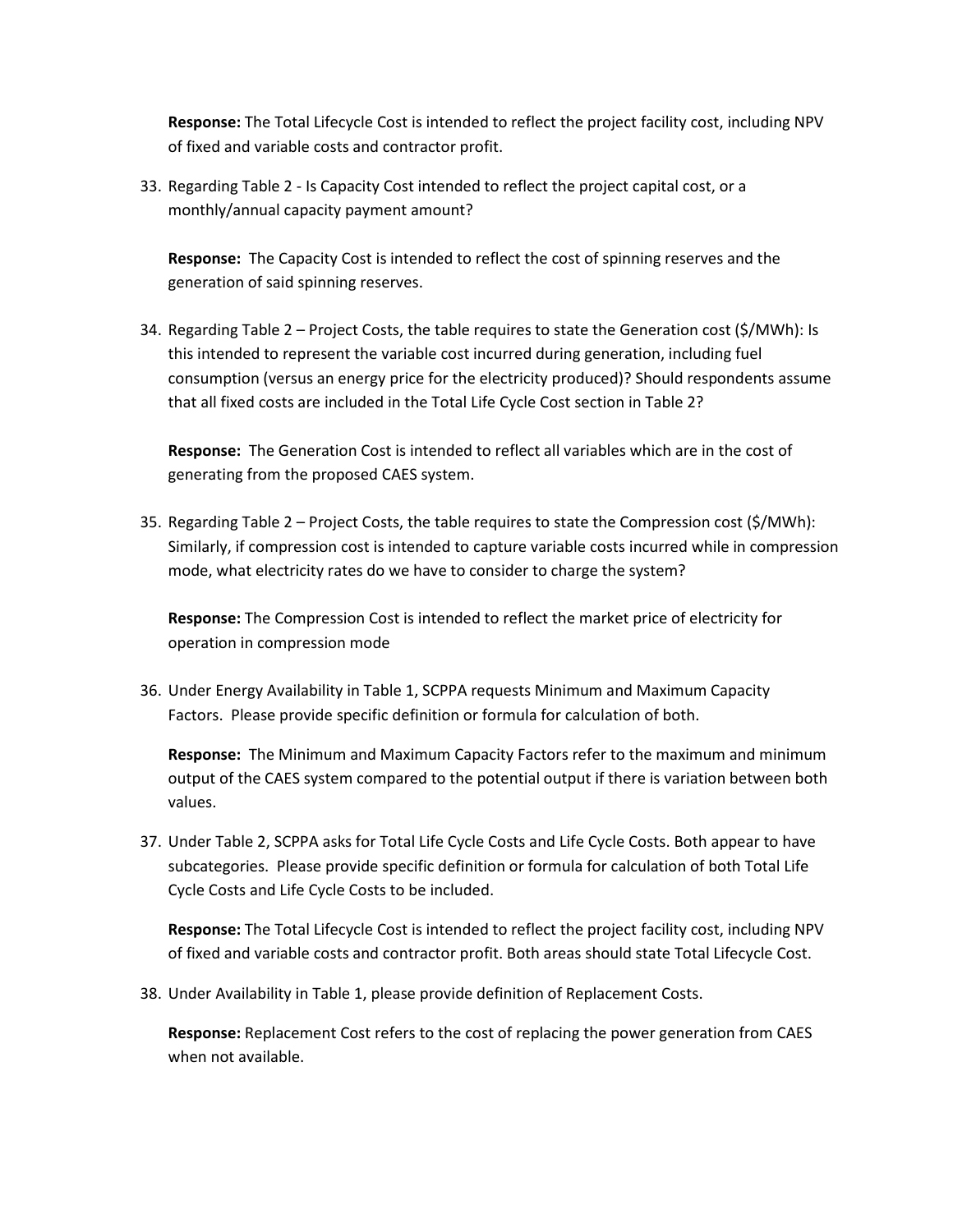**Response:** The Total Lifecycle Cost is intended to reflect the project facility cost, including NPV of fixed and variable costs and contractor profit.

33. Regarding Table 2 - Is Capacity Cost intended to reflect the project capital cost, or a monthly/annual capacity payment amount?

    **Response:** The Capacity Cost is intended to reflect the cost of spinning reserves and the generation of said spinning reserves.

34. Regarding Table 2 – Project Costs, the table requires to state the Generation cost ($/MWh): Is this intended to represent the variable cost incurred during generation, including fuel consumption (versus an energy price for the electricity produced)? Should respondents assume that all fixed costs are included in the Total Life Cycle Cost section in Table 2?

    **Response:** The Generation Cost is intended to reflect all variables which are in the cost of generating from the proposed CAES system.

35. Regarding Table 2 – Project Costs, the table requires to state the Compression cost ($/MWh): Similarly, if compression cost is intended to capture variable costs incurred while in compression mode, what electricity rates do we have to consider to charge the system?

    **Response:** The Compression Cost is intended to reflect the market price of electricity for operation in compression mode

36. Under Energy Availability in Table 1, SCPPA requests Minimum and Maximum Capacity Factors. Please provide specific definition or formula for calculation of both.

    **Response:** The Minimum and Maximum Capacity Factors refer to the maximum and minimum output of the CAES system compared to the potential output if there is variation between both values.

37. Under Table 2, SCPPA asks for Total Life Cycle Costs and Life Cycle Costs. Both appear to have subcategories. Please provide specific definition or formula for calculation of both Total Life Cycle Costs and Life Cycle Costs to be included.

    **Response:** The Total Lifecycle Cost is intended to reflect the project facility cost, including NPV of fixed and variable costs and contractor profit. Both areas should state Total Lifecycle Cost.

38. Under Availability in Table 1, please provide definition of Replacement Costs.

    **Response:** Replacement Cost refers to the cost of replacing the power generation from CAES when not available.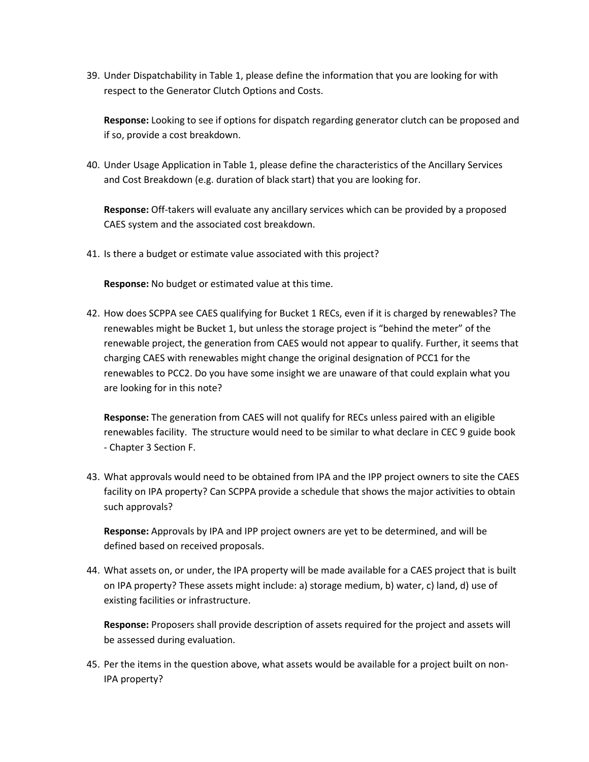39. Under Dispatchability in Table 1, please define the information that you are looking for with respect to the Generator Clutch Options and Costs.

    **Response:** Looking to see if options for dispatch regarding generator clutch can be proposed and if so, provide a cost breakdown.

40. Under Usage Application in Table 1, please define the characteristics of the Ancillary Services and Cost Breakdown (e.g. duration of black start) that you are looking for.

    **Response:** Off-takers will evaluate any ancillary services which can be provided by a proposed CAES system and the associated cost breakdown.

41. Is there a budget or estimate value associated with this project?

    **Response:** No budget or estimated value at this time.

42. How does SCPPA see CAES qualifying for Bucket 1 RECs, even if it is charged by renewables? The renewables might be Bucket 1, but unless the storage project is "behind the meter" of the renewable project, the generation from CAES would not appear to qualify. Further, it seems that charging CAES with renewables might change the original designation of PCC1 for the renewables to PCC2. Do you have some insight we are unaware of that could explain what you are looking for in this note?

    **Response:** The generation from CAES will not qualify for RECs unless paired with an eligible renewables facility. The structure would need to be similar to what declare in CEC 9 guide book - Chapter 3 Section F.

43. What approvals would need to be obtained from IPA and the IPP project owners to site the CAES facility on IPA property? Can SCPPA provide a schedule that shows the major activities to obtain such approvals?

    **Response:** Approvals by IPA and IPP project owners are yet to be determined, and will be defined based on received proposals.

44. What assets on, or under, the IPA property will be made available for a CAES project that is built on IPA property? These assets might include: a) storage medium, b) water, c) land, d) use of existing facilities or infrastructure.

    **Response:** Proposers shall provide description of assets required for the project and assets will be assessed during evaluation.

45. Per the items in the question above, what assets would be available for a project built on non-IPA property?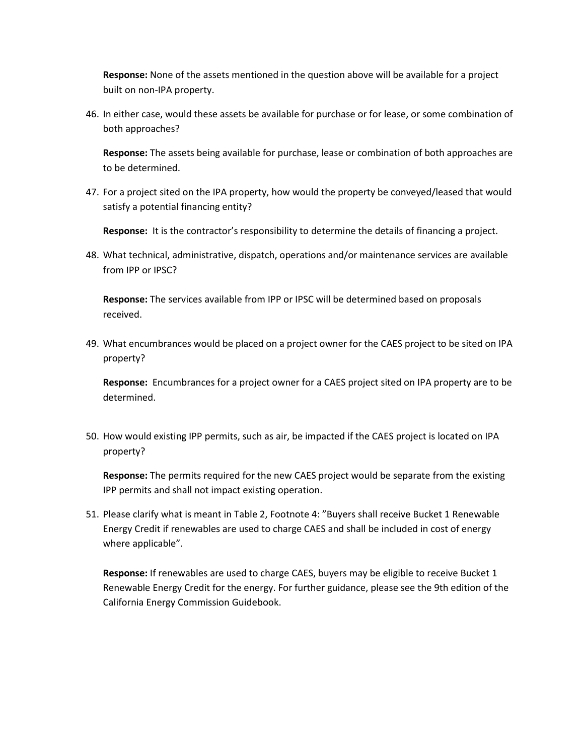**Response:** None of the assets mentioned in the question above will be available for a project built on non-IPA property.

46. In either case, would these assets be available for purchase or for lease, or some combination of both approaches?

    **Response:** The assets being available for purchase, lease or combination of both approaches are to be determined.

47. For a project sited on the IPA property, how would the property be conveyed/leased that would satisfy a potential financing entity?

    **Response:** It is the contractor's responsibility to determine the details of financing a project.

48. What technical, administrative, dispatch, operations and/or maintenance services are available from IPP or IPSC?

    **Response:** The services available from IPP or IPSC will be determined based on proposals received.

49. What encumbrances would be placed on a project owner for the CAES project to be sited on IPA property?

    **Response:** Encumbrances for a project owner for a CAES project sited on IPA property are to be determined.

50. How would existing IPP permits, such as air, be impacted if the CAES project is located on IPA property?

    **Response:** The permits required for the new CAES project would be separate from the existing IPP permits and shall not impact existing operation.

51. Please clarify what is meant in Table 2, Footnote 4: "Buyers shall receive Bucket 1 Renewable Energy Credit if renewables are used to charge CAES and shall be included in cost of energy where applicable".

    **Response:** If renewables are used to charge CAES, buyers may be eligible to receive Bucket 1 Renewable Energy Credit for the energy. For further guidance, please see the 9th edition of the California Energy Commission Guidebook.